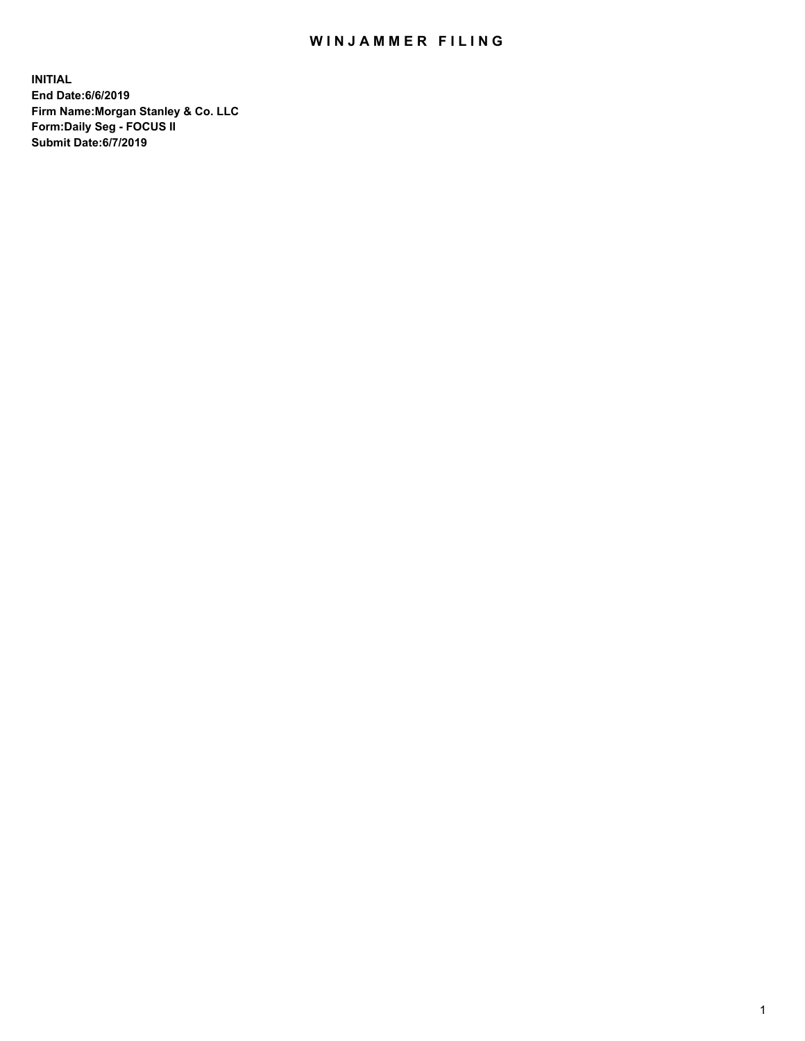# WINJAMMER FILING

**INITIAL**
**End Date:6/6/2019**
**Firm Name:Morgan Stanley & Co. LLC**
**Form:Daily Seg - FOCUS II**
**Submit Date:6/7/2019**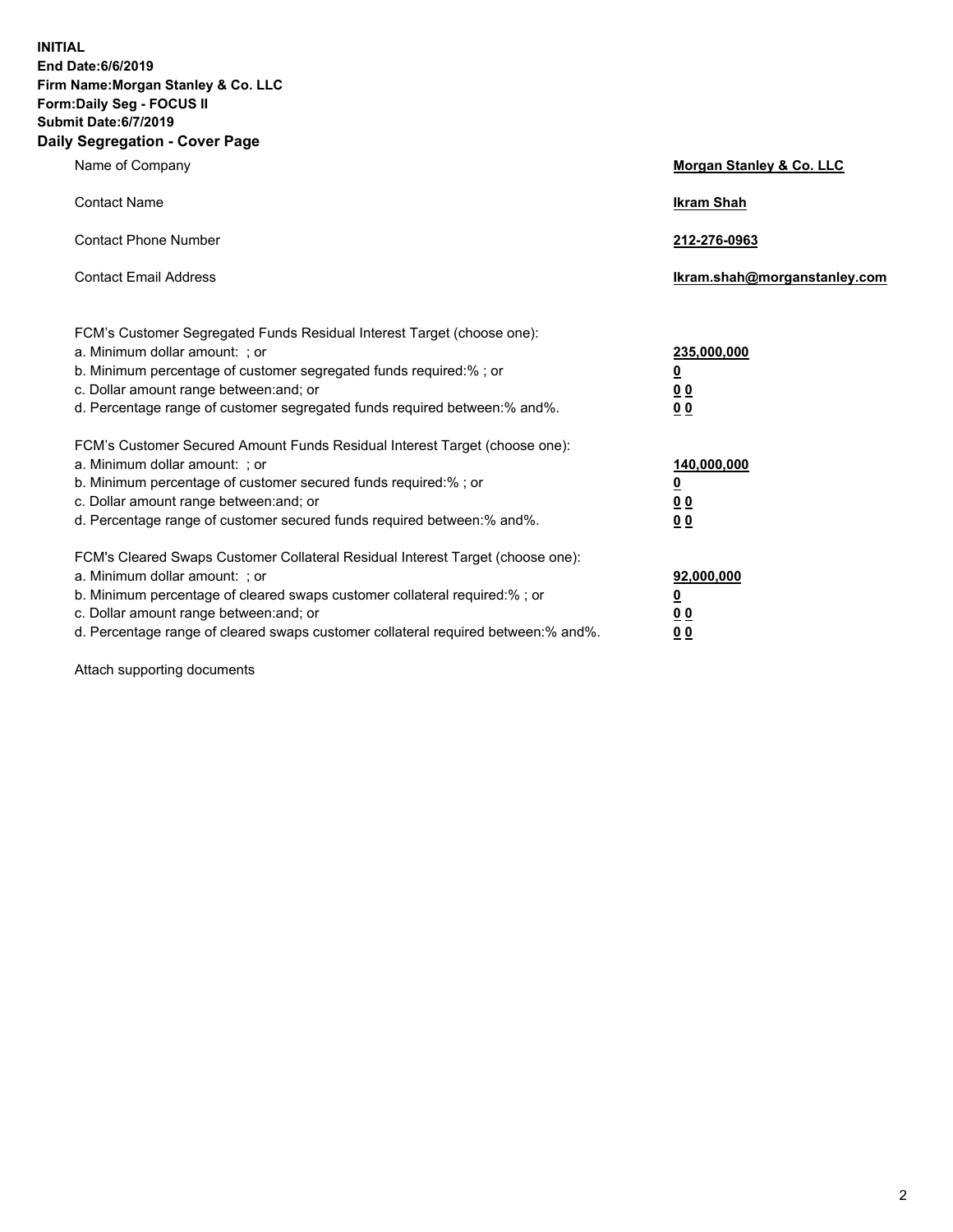**INITIAL**
**End Date:6/6/2019**
**Firm Name:Morgan Stanley & Co. LLC**
**Form:Daily Seg - FOCUS II**
**Submit Date:6/7/2019**
**Daily Segregation - Cover Page**

| | |
|---|---|
| Name of Company | **Morgan Stanley & Co. LLC** |
| Contact Name | **Ikram Shah** |
| Contact Phone Number | **212-276-0963** |
| Contact Email Address | **Ikram.shah@morganstanley.com** |

| | |
|---|---|
| FCM's Customer Segregated Funds Residual Interest Target (choose one): | |
| a. Minimum dollar amount: ; or | **235,000,000** |
| b. Minimum percentage of customer segregated funds required:% ; or | **0** |
| c. Dollar amount range between:and; or | **0 0** |
| d. Percentage range of customer segregated funds required between:% and%. | **0 0** |
| FCM's Customer Secured Amount Funds Residual Interest Target (choose one): | |
| a. Minimum dollar amount: ; or | **140,000,000** |
| b. Minimum percentage of customer secured funds required:% ; or | **0** |
| c. Dollar amount range between:and; or | **0 0** |
| d. Percentage range of customer secured funds required between:% and%. | **0 0** |
| FCM's Cleared Swaps Customer Collateral Residual Interest Target (choose one): | |
| a. Minimum dollar amount: ; or | **92,000,000** |
| b. Minimum percentage of cleared swaps customer collateral required:% ; or | **0** |
| c. Dollar amount range between:and; or | **0 0** |
| d. Percentage range of cleared swaps customer collateral required between:% and%. | **0 0** |

Attach supporting documents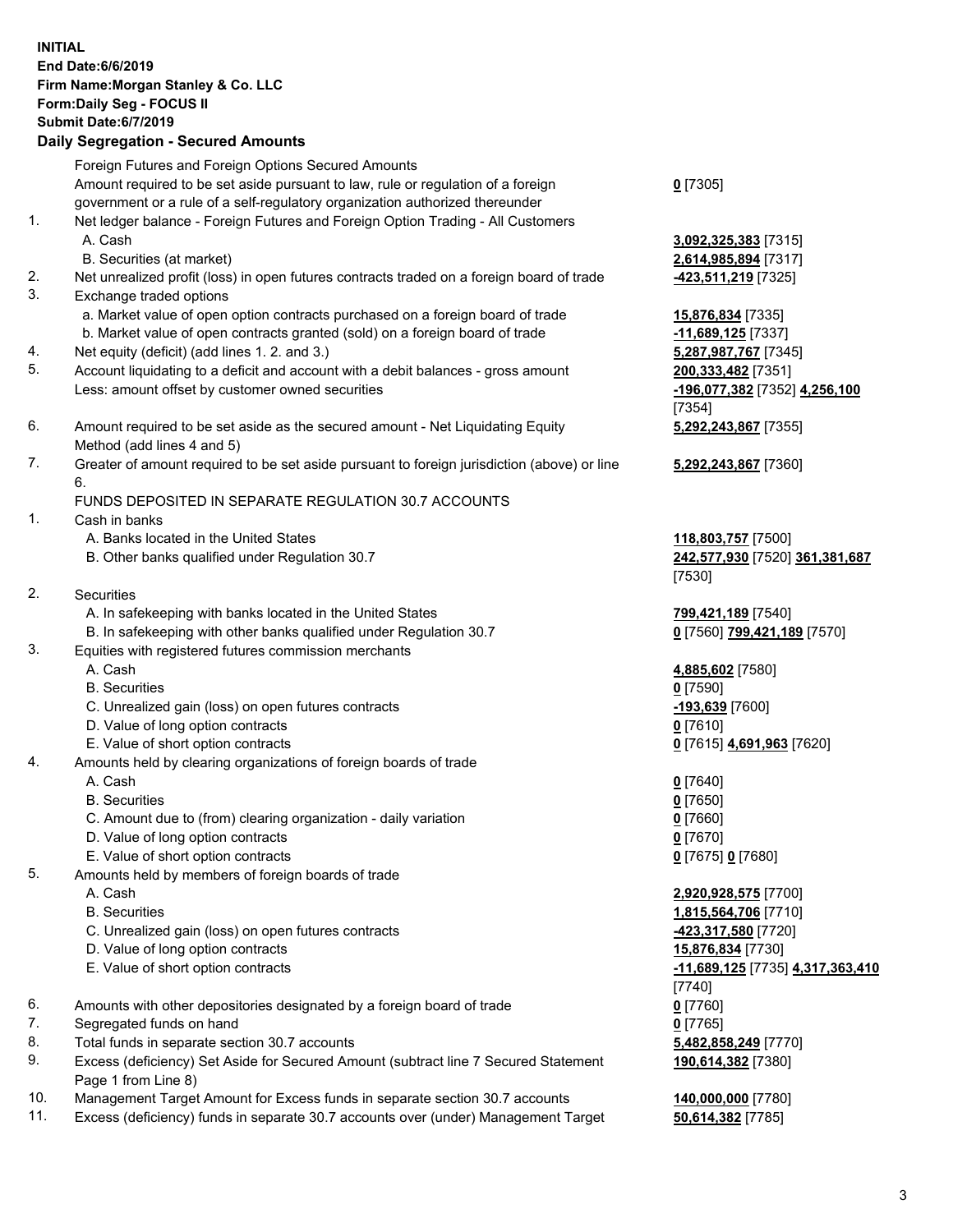**INITIAL**
**End Date:6/6/2019**
**Firm Name:Morgan Stanley & Co. LLC**
**Form:Daily Seg - FOCUS II**
**Submit Date:6/7/2019**
**Daily Segregation - Secured Amounts**

| | | |
|---|---|---|
| | Foreign Futures and Foreign Options Secured Amounts | |
| | Amount required to be set aside pursuant to law, rule or regulation of a foreign government or a rule of a self-regulatory organization authorized thereunder | **0** [7305] |
| 1. | Net ledger balance - Foreign Futures and Foreign Option Trading - All Customers | |
| | A. Cash | **3,092,325,383** [7315] |
| | B. Securities (at market) | **2,614,985,894** [7317] |
| 2. | Net unrealized profit (loss) in open futures contracts traded on a foreign board of trade | **-423,511,219** [7325] |
| 3. | Exchange traded options | |
| | a. Market value of open option contracts purchased on a foreign board of trade | **15,876,834** [7335] |
| | b. Market value of open contracts granted (sold) on a foreign board of trade | **-11,689,125** [7337] |
| 4. | Net equity (deficit) (add lines 1. 2. and 3.) | **5,287,987,767** [7345] |
| 5. | Account liquidating to a deficit and account with a debit balances - gross amount | **200,333,482** [7351] |
| | Less: amount offset by customer owned securities | **-196,077,382** [7352] **4,256,100** [7354] |
| 6. | Amount required to be set aside as the secured amount - Net Liquidating Equity Method (add lines 4 and 5) | **5,292,243,867** [7355] |
| 7. | Greater of amount required to be set aside pursuant to foreign jurisdiction (above) or line 6. | **5,292,243,867** [7360] |
| | FUNDS DEPOSITED IN SEPARATE REGULATION 30.7 ACCOUNTS | |
| 1. | Cash in banks | |
| | A. Banks located in the United States | **118,803,757** [7500] |
| | B. Other banks qualified under Regulation 30.7 | **242,577,930** [7520] **361,381,687** [7530] |
| 2. | Securities | |
| | A. In safekeeping with banks located in the United States | **799,421,189** [7540] |
| | B. In safekeeping with other banks qualified under Regulation 30.7 | **0** [7560] **799,421,189** [7570] |
| 3. | Equities with registered futures commission merchants | |
| | A. Cash | **4,885,602** [7580] |
| | B. Securities | **0** [7590] |
| | C. Unrealized gain (loss) on open futures contracts | **-193,639** [7600] |
| | D. Value of long option contracts | **0** [7610] |
| | E. Value of short option contracts | **0** [7615] **4,691,963** [7620] |
| 4. | Amounts held by clearing organizations of foreign boards of trade | |
| | A. Cash | **0** [7640] |
| | B. Securities | **0** [7650] |
| | C. Amount due to (from) clearing organization - daily variation | **0** [7660] |
| | D. Value of long option contracts | **0** [7670] |
| | E. Value of short option contracts | **0** [7675] **0** [7680] |
| 5. | Amounts held by members of foreign boards of trade | |
| | A. Cash | **2,920,928,575** [7700] |
| | B. Securities | **1,815,564,706** [7710] |
| | C. Unrealized gain (loss) on open futures contracts | **-423,317,580** [7720] |
| | D. Value of long option contracts | **15,876,834** [7730] |
| | E. Value of short option contracts | **-11,689,125** [7735] **4,317,363,410** [7740] |
| 6. | Amounts with other depositories designated by a foreign board of trade | **0** [7760] |
| 7. | Segregated funds on hand | **0** [7765] |
| 8. | Total funds in separate section 30.7 accounts | **5,482,858,249** [7770] |
| 9. | Excess (deficiency) Set Aside for Secured Amount (subtract line 7 Secured Statement Page 1 from Line 8) | **190,614,382** [7380] |
| 10. | Management Target Amount for Excess funds in separate section 30.7 accounts | **140,000,000** [7780] |
| 11. | Excess (deficiency) funds in separate 30.7 accounts over (under) Management Target | **50,614,382** [7785] |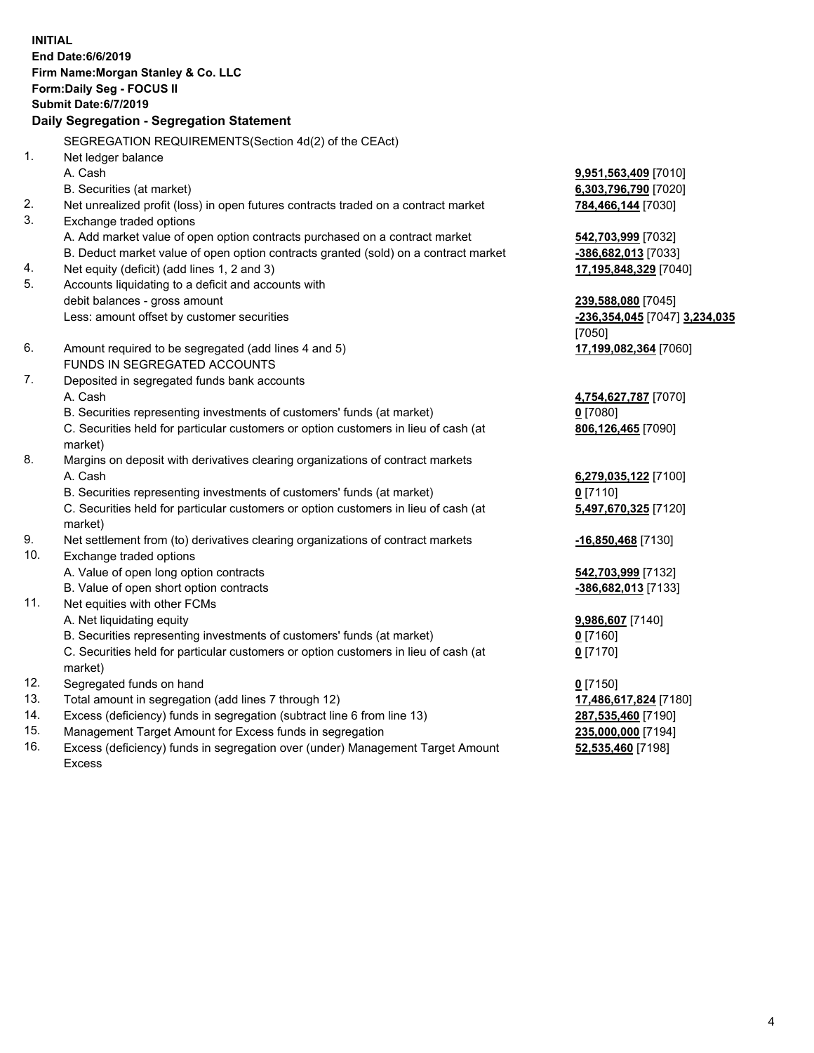**INITIAL**
**End Date:6/6/2019**
**Firm Name:Morgan Stanley & Co. LLC**
**Form:Daily Seg - FOCUS II**
**Submit Date:6/7/2019**

### Daily Segregation - Segregation Statement

| | | |
|---|---|---|
| | SEGREGATION REQUIREMENTS(Section 4d(2) of the CEAct) | |
| 1. | Net ledger balance | |
| | A. Cash | **9,951,563,409** [7010] |
| | B. Securities (at market) | **6,303,796,790** [7020] |
| 2. | Net unrealized profit (loss) in open futures contracts traded on a contract market | **784,466,144** [7030] |
| 3. | Exchange traded options | |
| | A. Add market value of open option contracts purchased on a contract market | **542,703,999** [7032] |
| | B. Deduct market value of open option contracts granted (sold) on a contract market | **-386,682,013** [7033] |
| 4. | Net equity (deficit) (add lines 1, 2 and 3) | **17,195,848,329** [7040] |
| 5. | Accounts liquidating to a deficit and accounts with debit balances - gross amount | **239,588,080** [7045] |
| | Less: amount offset by customer securities | **-236,354,045** [7047] **3,234,035** [7050] |
| 6. | Amount required to be segregated (add lines 4 and 5) | **17,199,082,364** [7060] |
| | FUNDS IN SEGREGATED ACCOUNTS | |
| 7. | Deposited in segregated funds bank accounts | |
| | A. Cash | **4,754,627,787** [7070] |
| | B. Securities representing investments of customers' funds (at market) | **0** [7080] |
| | C. Securities held for particular customers or option customers in lieu of cash (at market) | **806,126,465** [7090] |
| 8. | Margins on deposit with derivatives clearing organizations of contract markets | |
| | A. Cash | **6,279,035,122** [7100] |
| | B. Securities representing investments of customers' funds (at market) | **0** [7110] |
| | C. Securities held for particular customers or option customers in lieu of cash (at market) | **5,497,670,325** [7120] |
| 9. | Net settlement from (to) derivatives clearing organizations of contract markets | **-16,850,468** [7130] |
| 10. | Exchange traded options | |
| | A. Value of open long option contracts | **542,703,999** [7132] |
| | B. Value of open short option contracts | **-386,682,013** [7133] |
| 11. | Net equities with other FCMs | |
| | A. Net liquidating equity | **9,986,607** [7140] |
| | B. Securities representing investments of customers' funds (at market) | **0** [7160] |
| | C. Securities held for particular customers or option customers in lieu of cash (at market) | **0** [7170] |
| 12. | Segregated funds on hand | **0** [7150] |
| 13. | Total amount in segregation (add lines 7 through 12) | **17,486,617,824** [7180] |
| 14. | Excess (deficiency) funds in segregation (subtract line 6 from line 13) | **287,535,460** [7190] |
| 15. | Management Target Amount for Excess funds in segregation | **235,000,000** [7194] |
| 16. | Excess (deficiency) funds in segregation over (under) Management Target Amount Excess | **52,535,460** [7198] |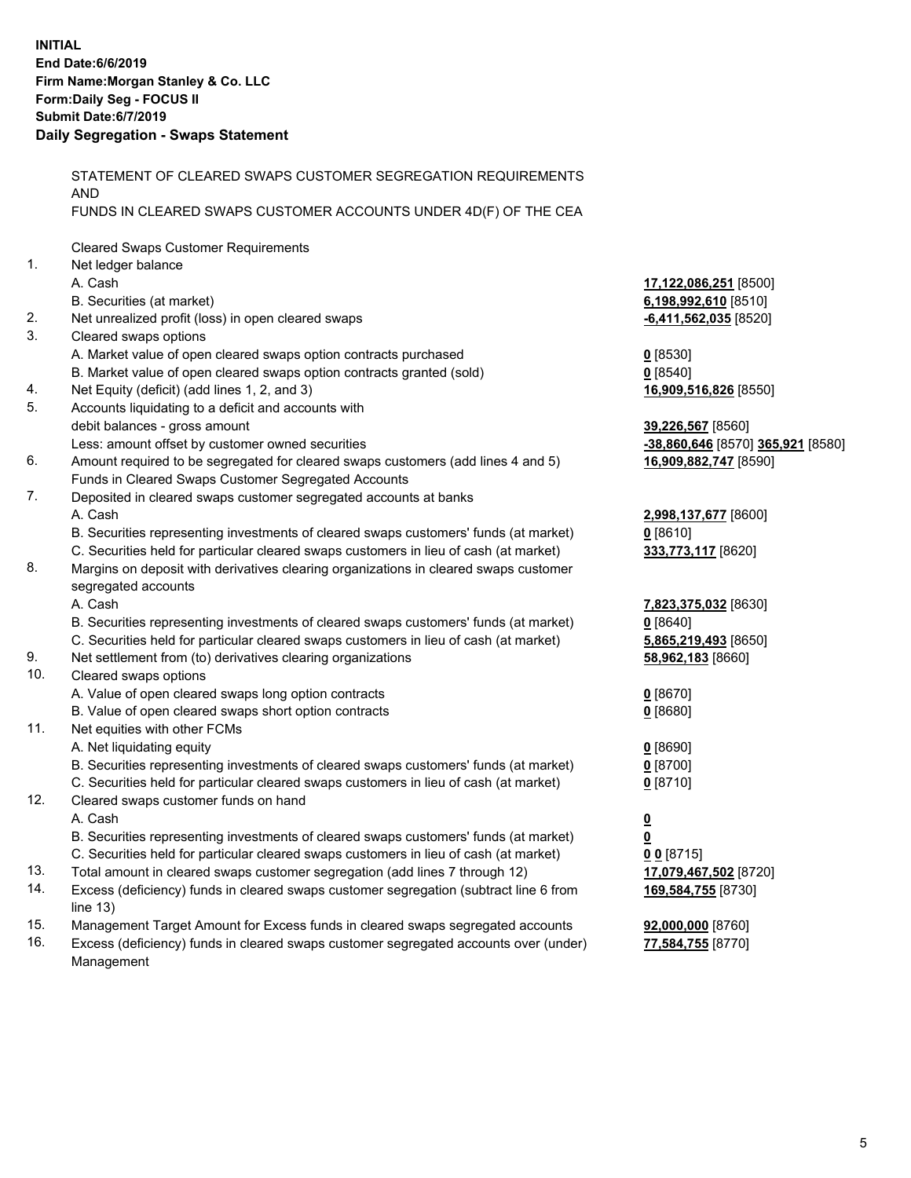**INITIAL**
**End Date:6/6/2019**
**Firm Name:Morgan Stanley & Co. LLC**
**Form:Daily Seg - FOCUS II**
**Submit Date:6/7/2019**
**Daily Segregation - Swaps Statement**

STATEMENT OF CLEARED SWAPS CUSTOMER SEGREGATION REQUIREMENTS AND FUNDS IN CLEARED SWAPS CUSTOMER ACCOUNTS UNDER 4D(F) OF THE CEA

| | | |
|---|---|---|
| | Cleared Swaps Customer Requirements | |
| 1. | Net ledger balance | |
| | A. Cash | **17,122,086,251** [8500] |
| | B. Securities (at market) | **6,198,992,610** [8510] |
| 2. | Net unrealized profit (loss) in open cleared swaps | **-6,411,562,035** [8520] |
| 3. | Cleared swaps options | |
| | A. Market value of open cleared swaps option contracts purchased | **0** [8530] |
| | B. Market value of open cleared swaps option contracts granted (sold) | **0** [8540] |
| 4. | Net Equity (deficit) (add lines 1, 2, and 3) | **16,909,516,826** [8550] |
| 5. | Accounts liquidating to a deficit and accounts with debit balances - gross amount | **39,226,567** [8560] |
| | Less: amount offset by customer owned securities | **-38,860,646** [8570] **365,921** [8580] |
| 6. | Amount required to be segregated for cleared swaps customers (add lines 4 and 5) | **16,909,882,747** [8590] |
| | Funds in Cleared Swaps Customer Segregated Accounts | |
| 7. | Deposited in cleared swaps customer segregated accounts at banks | |
| | A. Cash | **2,998,137,677** [8600] |
| | B. Securities representing investments of cleared swaps customers' funds (at market) | **0** [8610] |
| | C. Securities held for particular cleared swaps customers in lieu of cash (at market) | **333,773,117** [8620] |
| 8. | Margins on deposit with derivatives clearing organizations in cleared swaps customer segregated accounts | |
| | A. Cash | **7,823,375,032** [8630] |
| | B. Securities representing investments of cleared swaps customers' funds (at market) | **0** [8640] |
| | C. Securities held for particular cleared swaps customers in lieu of cash (at market) | **5,865,219,493** [8650] |
| 9. | Net settlement from (to) derivatives clearing organizations | **58,962,183** [8660] |
| 10. | Cleared swaps options | |
| | A. Value of open cleared swaps long option contracts | **0** [8670] |
| | B. Value of open cleared swaps short option contracts | **0** [8680] |
| 11. | Net equities with other FCMs | |
| | A. Net liquidating equity | **0** [8690] |
| | B. Securities representing investments of cleared swaps customers' funds (at market) | **0** [8700] |
| | C. Securities held for particular cleared swaps customers in lieu of cash (at market) | **0** [8710] |
| 12. | Cleared swaps customer funds on hand | |
| | A. Cash | **0** |
| | B. Securities representing investments of cleared swaps customers' funds (at market) | **0** |
| | C. Securities held for particular cleared swaps customers in lieu of cash (at market) | **0** **0** [8715] |
| 13. | Total amount in cleared swaps customer segregation (add lines 7 through 12) | **17,079,467,502** [8720] |
| 14. | Excess (deficiency) funds in cleared swaps customer segregation (subtract line 6 from line 13) | **169,584,755** [8730] |
| 15. | Management Target Amount for Excess funds in cleared swaps segregated accounts | **92,000,000** [8760] |
| 16. | Excess (deficiency) funds in cleared swaps customer segregated accounts over (under) Management | **77,584,755** [8770] |